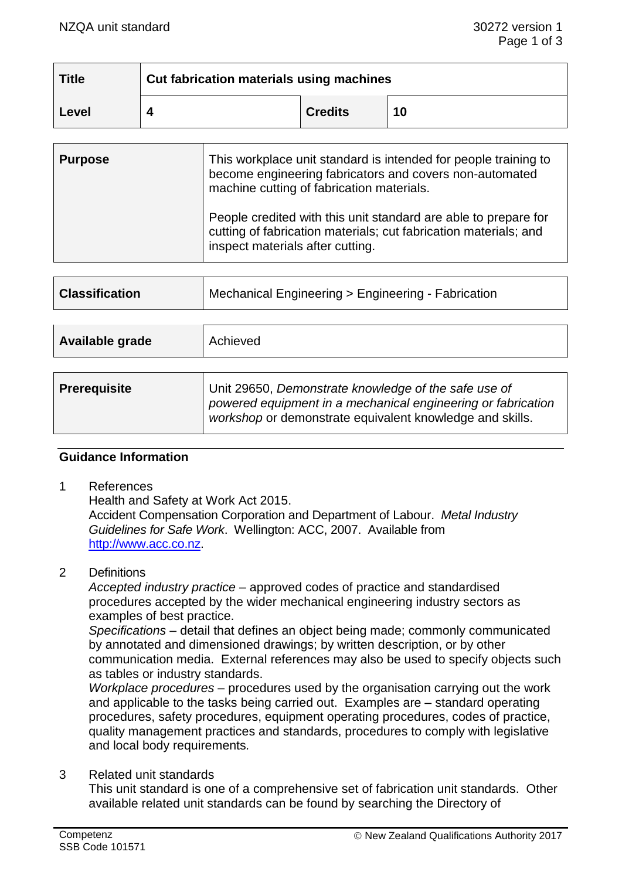| Title | Cut fabrication materials using machines | | |
|---|---|---|---|
| Level | 4 | Credits | 10 |

| Purpose | This workplace unit standard is intended for people training to become engineering fabricators and covers non-automated machine cutting of fabrication materials.<br><br>People credited with this unit standard are able to prepare for cutting of fabrication materials; cut fabrication materials; and inspect materials after cutting. |
|---|---|

| Classification | Mechanical Engineering > Engineering - Fabrication |
|---|---|

| Available grade | Achieved |
|---|---|

| Prerequisite | Unit 29650, *Demonstrate knowledge of the safe use of powered equipment in a mechanical engineering or fabrication workshop* or demonstrate equivalent knowledge and skills. |
|---|---|

## Guidance Information

1. References
   Health and Safety at Work Act 2015.
   Accident Compensation Corporation and Department of Labour. *Metal Industry Guidelines for Safe Work*. Wellington: ACC, 2007. Available from http://www.acc.co.nz.

2. Definitions
   *Accepted industry practice* – approved codes of practice and standardised procedures accepted by the wider mechanical engineering industry sectors as examples of best practice.
   *Specifications* – detail that defines an object being made; commonly communicated by annotated and dimensioned drawings; by written description, or by other communication media. External references may also be used to specify objects such as tables or industry standards.
   *Workplace procedures* – procedures used by the organisation carrying out the work and applicable to the tasks being carried out. Examples are – standard operating procedures, safety procedures, equipment operating procedures, codes of practice, quality management practices and standards, procedures to comply with legislative and local body requirements.

3. Related unit standards
   This unit standard is one of a comprehensive set of fabrication unit standards. Other available related unit standards can be found by searching the Directory of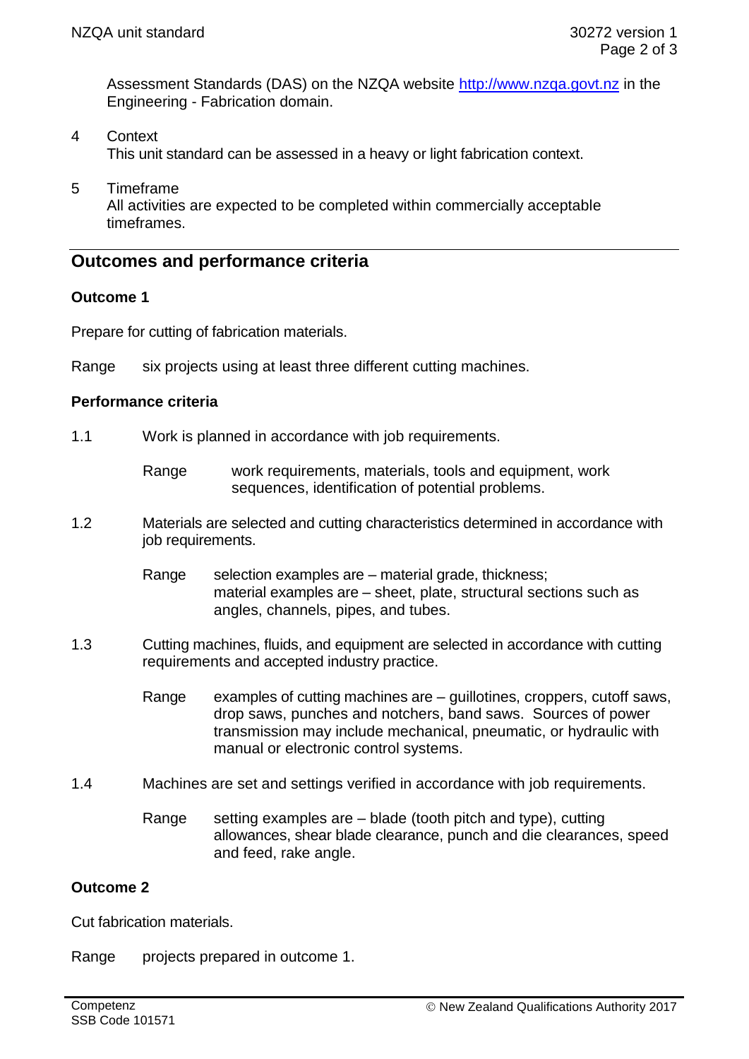Assessment Standards (DAS) on the NZQA website http://www.nzqa.govt.nz in the Engineering - Fabrication domain.

4 Context
This unit standard can be assessed in a heavy or light fabrication context.

5 Timeframe
All activities are expected to be completed within commercially acceptable timeframes.

## Outcomes and performance criteria

### Outcome 1

Prepare for cutting of fabrication materials.

Range six projects using at least three different cutting machines.

### Performance criteria

1.1 Work is planned in accordance with job requirements.

Range work requirements, materials, tools and equipment, work sequences, identification of potential problems.

1.2 Materials are selected and cutting characteristics determined in accordance with job requirements.

Range selection examples are – material grade, thickness;
material examples are – sheet, plate, structural sections such as angles, channels, pipes, and tubes.

1.3 Cutting machines, fluids, and equipment are selected in accordance with cutting requirements and accepted industry practice.

Range examples of cutting machines are – guillotines, croppers, cutoff saws, drop saws, punches and notchers, band saws. Sources of power transmission may include mechanical, pneumatic, or hydraulic with manual or electronic control systems.

1.4 Machines are set and settings verified in accordance with job requirements.

Range setting examples are – blade (tooth pitch and type), cutting allowances, shear blade clearance, punch and die clearances, speed and feed, rake angle.

### Outcome 2

Cut fabrication materials.

Range projects prepared in outcome 1.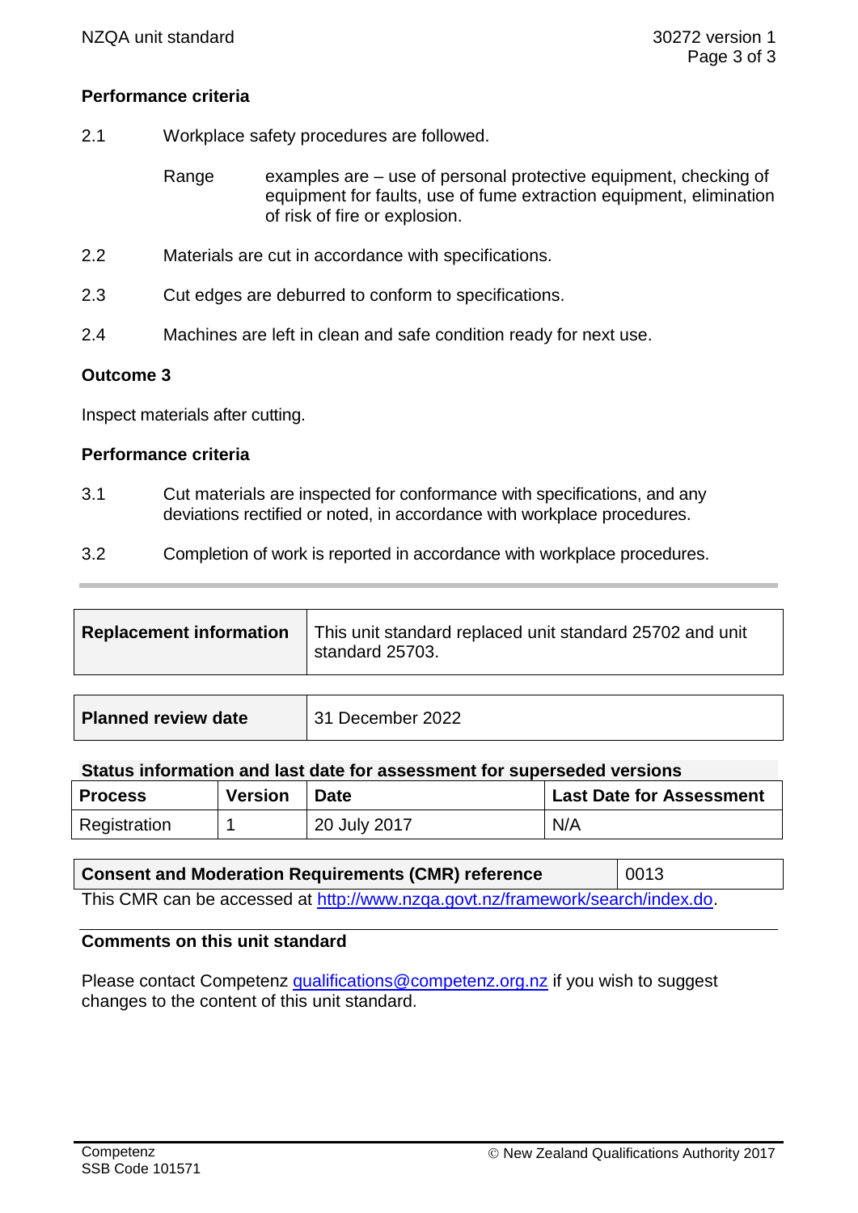### Performance criteria

2.1 Workplace safety procedures are followed.

Range: examples are – use of personal protective equipment, checking of equipment for faults, use of fume extraction equipment, elimination of risk of fire or explosion.

2.2 Materials are cut in accordance with specifications.

2.3 Cut edges are deburred to conform to specifications.

2.4 Machines are left in clean and safe condition ready for next use.

## Outcome 3

Inspect materials after cutting.

### Performance criteria

3.1 Cut materials are inspected for conformance with specifications, and any deviations rectified or noted, in accordance with workplace procedures.

3.2 Completion of work is reported in accordance with workplace procedures.

| | |
|---|---|
| **Replacement information** | This unit standard replaced unit standard 25702 and unit standard 25703. |

| | |
|---|---|
| **Planned review date** | 31 December 2022 |

**Status information and last date for assessment for superseded versions**

| Process | Version | Date | Last Date for Assessment |
|---|---|---|---|
| Registration | 1 | 20 July 2017 | N/A |

| | |
|---|---|
| **Consent and Moderation Requirements (CMR) reference** | 0013 |

This CMR can be accessed at http://www.nzqa.govt.nz/framework/search/index.do.

**Comments on this unit standard**

Please contact Competenz qualifications@competenz.org.nz if you wish to suggest changes to the content of this unit standard.